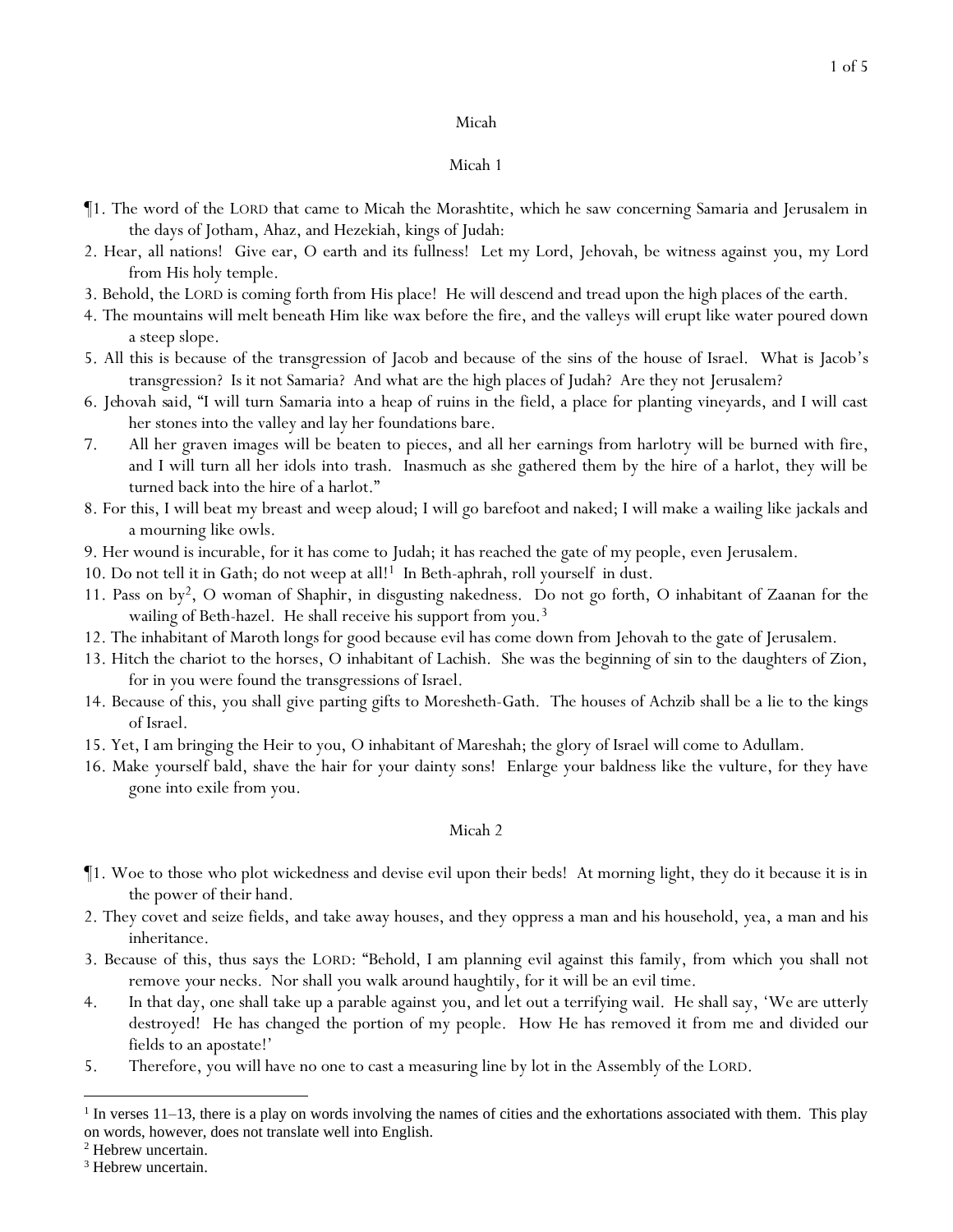# Micah

## Micah 1

¶1. The word of the LORD that came to Micah the Morashtite, which he saw concerning Samaria and Jerusalem in the days of Jotham, Ahaz, and Hezekiah, kings of Judah:

2. Hear, all nations! Give ear, O earth and its fullness! Let my Lord, Jehovah, be witness against you, my Lord from His holy temple.

3. Behold, the LORD is coming forth from His place! He will descend and tread upon the high places of the earth.

4. The mountains will melt beneath Him like wax before the fire, and the valleys will erupt like water poured down a steep slope.

5. All this is because of the transgression of Jacob and because of the sins of the house of Israel. What is Jacob's transgression? Is it not Samaria? And what are the high places of Judah? Are they not Jerusalem?

6. Jehovah said, "I will turn Samaria into a heap of ruins in the field, a place for planting vineyards, and I will cast her stones into the valley and lay her foundations bare.

7. All her graven images will be beaten to pieces, and all her earnings from harlotry will be burned with fire, and I will turn all her idols into trash. Inasmuch as she gathered them by the hire of a harlot, they will be turned back into the hire of a harlot."

8. For this, I will beat my breast and weep aloud; I will go barefoot and naked; I will make a wailing like jackals and a mourning like owls.

9. Her wound is incurable, for it has come to Judah; it has reached the gate of my people, even Jerusalem.

10. Do not tell it in Gath; do not weep at all![1] In Beth-aphrah, roll yourself in dust.

11. Pass on by[2], O woman of Shaphir, in disgusting nakedness. Do not go forth, O inhabitant of Zaanan for the wailing of Beth-hazel. He shall receive his support from you.[3]

12. The inhabitant of Maroth longs for good because evil has come down from Jehovah to the gate of Jerusalem.

13. Hitch the chariot to the horses, O inhabitant of Lachish. She was the beginning of sin to the daughters of Zion, for in you were found the transgressions of Israel.

14. Because of this, you shall give parting gifts to Moresheth-Gath. The houses of Achzib shall be a lie to the kings of Israel.

15. Yet, I am bringing the Heir to you, O inhabitant of Mareshah; the glory of Israel will come to Adullam.

16. Make yourself bald, shave the hair for your dainty sons! Enlarge your baldness like the vulture, for they have gone into exile from you.

## Micah 2

¶1. Woe to those who plot wickedness and devise evil upon their beds! At morning light, they do it because it is in the power of their hand.

2. They covet and seize fields, and take away houses, and they oppress a man and his household, yea, a man and his inheritance.

3. Because of this, thus says the LORD: "Behold, I am planning evil against this family, from which you shall not remove your necks. Nor shall you walk around haughtily, for it will be an evil time.

4. In that day, one shall take up a parable against you, and let out a terrifying wail. He shall say, 'We are utterly destroyed! He has changed the portion of my people. How He has removed it from me and divided our fields to an apostate!'

5. Therefore, you will have no one to cast a measuring line by lot in the Assembly of the LORD.

---

[1] In verses 11–13, there is a play on words involving the names of cities and the exhortations associated with them. This play on words, however, does not translate well into English.

[2] Hebrew uncertain.

[3] Hebrew uncertain.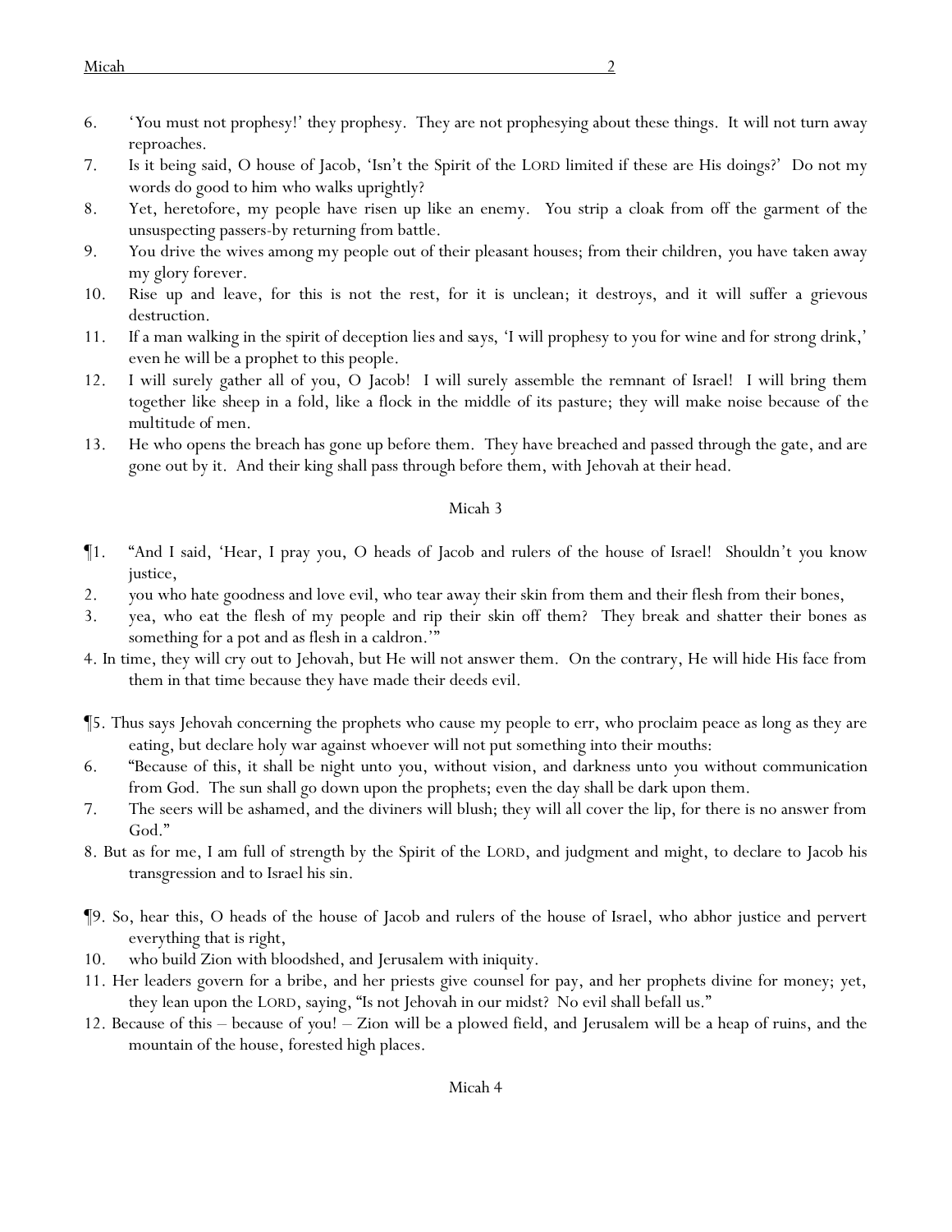6. 'You must not prophesy!' they prophesy. They are not prophesying about these things. It will not turn away reproaches.
7. Is it being said, O house of Jacob, 'Isn't the Spirit of the LORD limited if these are His doings?' Do not my words do good to him who walks uprightly?
8. Yet, heretofore, my people have risen up like an enemy. You strip a cloak from off the garment of the unsuspecting passers-by returning from battle.
9. You drive the wives among my people out of their pleasant houses; from their children, you have taken away my glory forever.
10. Rise up and leave, for this is not the rest, for it is unclean; it destroys, and it will suffer a grievous destruction.
11. If a man walking in the spirit of deception lies and says, 'I will prophesy to you for wine and for strong drink,' even he will be a prophet to this people.
12. I will surely gather all of you, O Jacob! I will surely assemble the remnant of Israel! I will bring them together like sheep in a fold, like a flock in the middle of its pasture; they will make noise because of the multitude of men.
13. He who opens the breach has gone up before them. They have breached and passed through the gate, and are gone out by it. And their king shall pass through before them, with Jehovah at their head.

## Micah 3

¶1. "And I said, 'Hear, I pray you, O heads of Jacob and rulers of the house of Israel! Shouldn't you know justice,
2. you who hate goodness and love evil, who tear away their skin from them and their flesh from their bones,
3. yea, who eat the flesh of my people and rip their skin off them? They break and shatter their bones as something for a pot and as flesh in a caldron.'"
4. In time, they will cry out to Jehovah, but He will not answer them. On the contrary, He will hide His face from them in that time because they have made their deeds evil.

¶5. Thus says Jehovah concerning the prophets who cause my people to err, who proclaim peace as long as they are eating, but declare holy war against whoever will not put something into their mouths:
6. "Because of this, it shall be night unto you, without vision, and darkness unto you without communication from God. The sun shall go down upon the prophets; even the day shall be dark upon them.
7. The seers will be ashamed, and the diviners will blush; they will all cover the lip, for there is no answer from God."
8. But as for me, I am full of strength by the Spirit of the LORD, and judgment and might, to declare to Jacob his transgression and to Israel his sin.

¶9. So, hear this, O heads of the house of Jacob and rulers of the house of Israel, who abhor justice and pervert everything that is right,
10. who build Zion with bloodshed, and Jerusalem with iniquity.
11. Her leaders govern for a bribe, and her priests give counsel for pay, and her prophets divine for money; yet, they lean upon the LORD, saying, "Is not Jehovah in our midst? No evil shall befall us."
12. Because of this – because of you! – Zion will be a plowed field, and Jerusalem will be a heap of ruins, and the mountain of the house, forested high places.

## Micah 4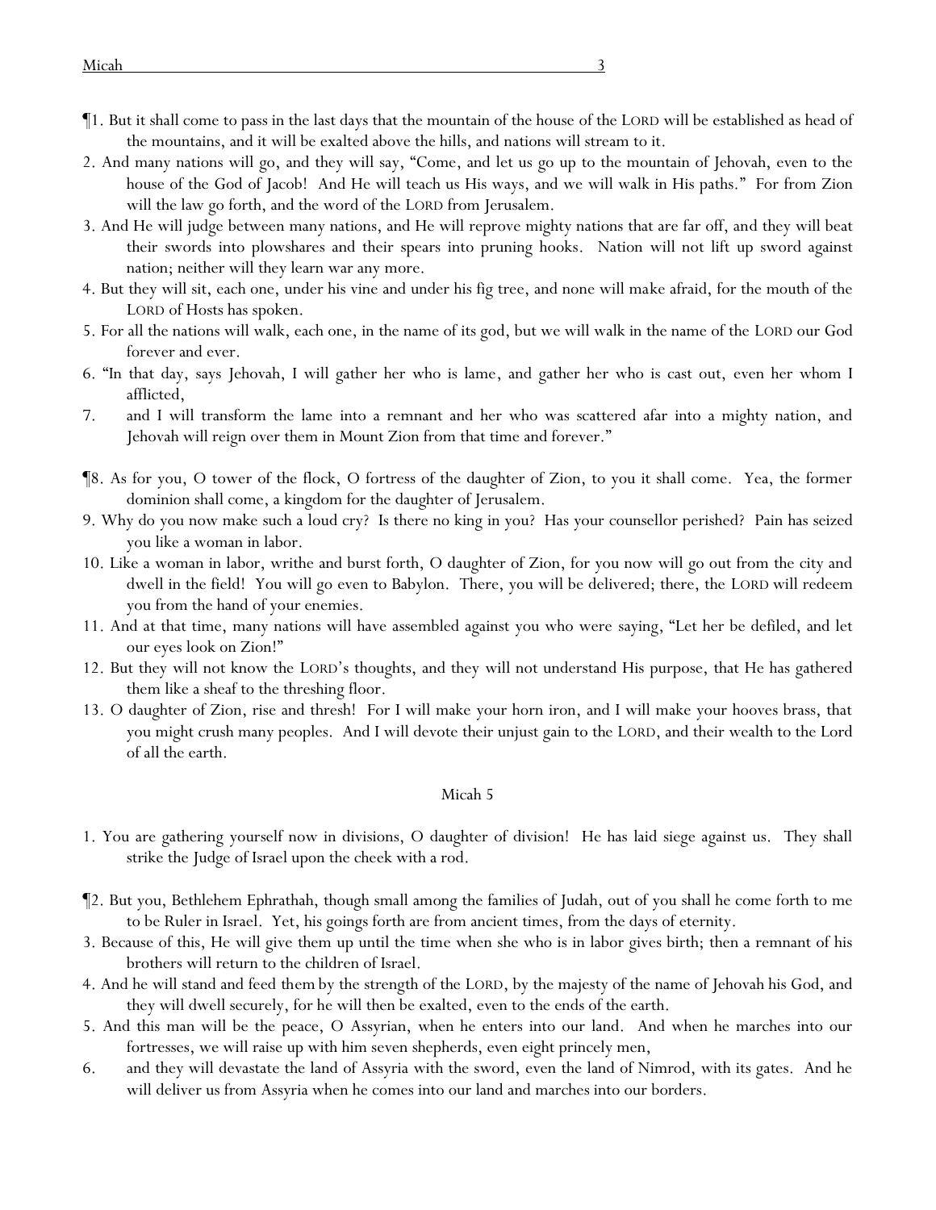¶1. But it shall come to pass in the last days that the mountain of the house of the LORD will be established as head of the mountains, and it will be exalted above the hills, and nations will stream to it.

2. And many nations will go, and they will say, "Come, and let us go up to the mountain of Jehovah, even to the house of the God of Jacob! And He will teach us His ways, and we will walk in His paths." For from Zion will the law go forth, and the word of the LORD from Jerusalem.

3. And He will judge between many nations, and He will reprove mighty nations that are far off, and they will beat their swords into plowshares and their spears into pruning hooks. Nation will not lift up sword against nation; neither will they learn war any more.

4. But they will sit, each one, under his vine and under his fig tree, and none will make afraid, for the mouth of the LORD of Hosts has spoken.

5. For all the nations will walk, each one, in the name of its god, but we will walk in the name of the LORD our God forever and ever.

6. "In that day, says Jehovah, I will gather her who is lame, and gather her who is cast out, even her whom I afflicted,

7. and I will transform the lame into a remnant and her who was scattered afar into a mighty nation, and Jehovah will reign over them in Mount Zion from that time and forever."

¶8. As for you, O tower of the flock, O fortress of the daughter of Zion, to you it shall come. Yea, the former dominion shall come, a kingdom for the daughter of Jerusalem.

9. Why do you now make such a loud cry? Is there no king in you? Has your counsellor perished? Pain has seized you like a woman in labor.

10. Like a woman in labor, writhe and burst forth, O daughter of Zion, for you now will go out from the city and dwell in the field! You will go even to Babylon. There, you will be delivered; there, the LORD will redeem you from the hand of your enemies.

11. And at that time, many nations will have assembled against you who were saying, "Let her be defiled, and let our eyes look on Zion!"

12. But they will not know the LORD's thoughts, and they will not understand His purpose, that He has gathered them like a sheaf to the threshing floor.

13. O daughter of Zion, rise and thresh! For I will make your horn iron, and I will make your hooves brass, that you might crush many peoples. And I will devote their unjust gain to the LORD, and their wealth to the Lord of all the earth.

## Micah 5

1. You are gathering yourself now in divisions, O daughter of division! He has laid siege against us. They shall strike the Judge of Israel upon the cheek with a rod.

¶2. But you, Bethlehem Ephrathah, though small among the families of Judah, out of you shall he come forth to me to be Ruler in Israel. Yet, his goings forth are from ancient times, from the days of eternity.

3. Because of this, He will give them up until the time when she who is in labor gives birth; then a remnant of his brothers will return to the children of Israel.

4. And he will stand and feed them by the strength of the LORD, by the majesty of the name of Jehovah his God, and they will dwell securely, for he will then be exalted, even to the ends of the earth.

5. And this man will be the peace, O Assyrian, when he enters into our land. And when he marches into our fortresses, we will raise up with him seven shepherds, even eight princely men,

6. and they will devastate the land of Assyria with the sword, even the land of Nimrod, with its gates. And he will deliver us from Assyria when he comes into our land and marches into our borders.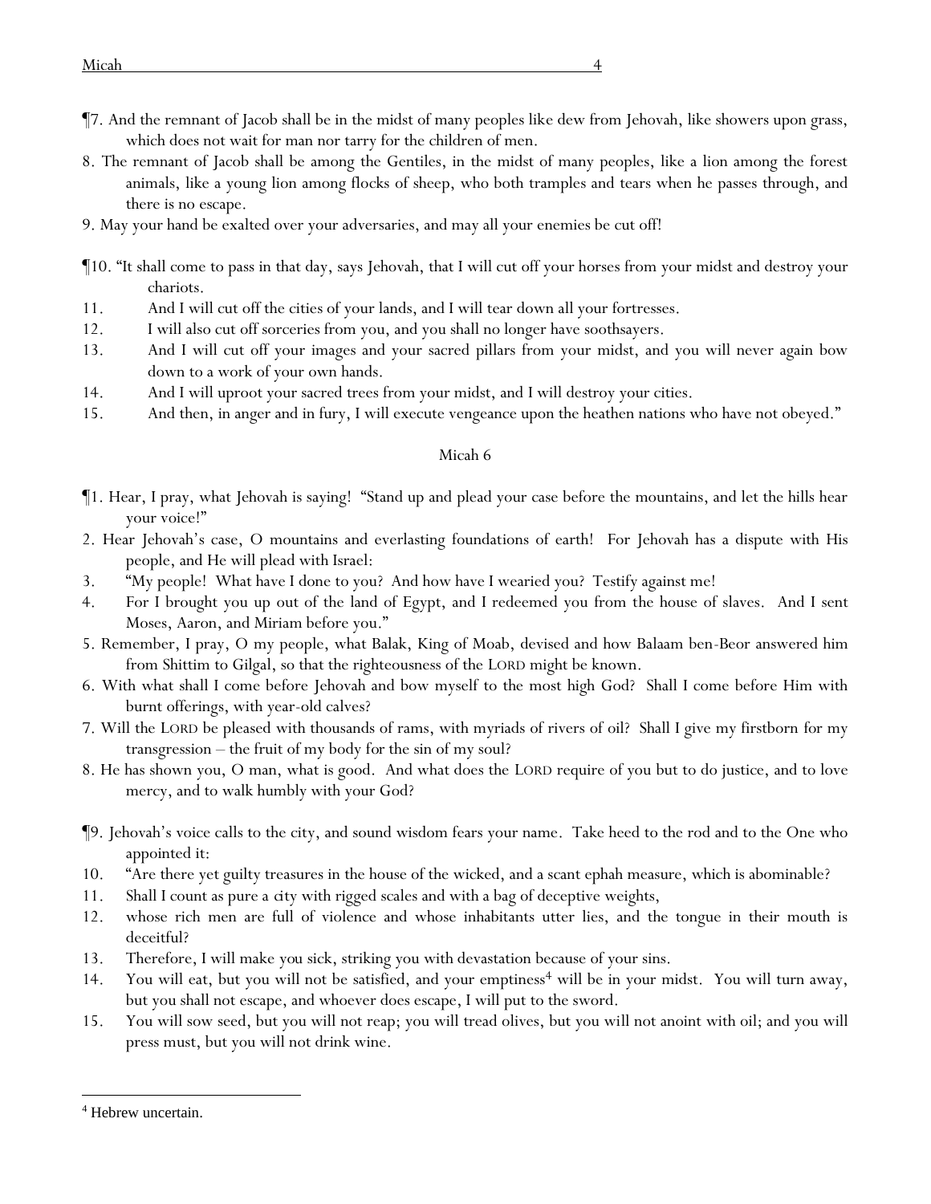¶7. And the remnant of Jacob shall be in the midst of many peoples like dew from Jehovah, like showers upon grass, which does not wait for man nor tarry for the children of men.

8. The remnant of Jacob shall be among the Gentiles, in the midst of many peoples, like a lion among the forest animals, like a young lion among flocks of sheep, who both tramples and tears when he passes through, and there is no escape.

9. May your hand be exalted over your adversaries, and may all your enemies be cut off!

¶10. "It shall come to pass in that day, says Jehovah, that I will cut off your horses from your midst and destroy your chariots.

11. And I will cut off the cities of your lands, and I will tear down all your fortresses.

12. I will also cut off sorceries from you, and you shall no longer have soothsayers.

13. And I will cut off your images and your sacred pillars from your midst, and you will never again bow down to a work of your own hands.

14. And I will uproot your sacred trees from your midst, and I will destroy your cities.

15. And then, in anger and in fury, I will execute vengeance upon the heathen nations who have not obeyed."

## Micah 6

¶1. Hear, I pray, what Jehovah is saying! "Stand up and plead your case before the mountains, and let the hills hear your voice!"

2. Hear Jehovah's case, O mountains and everlasting foundations of earth! For Jehovah has a dispute with His people, and He will plead with Israel:

3. "My people! What have I done to you? And how have I wearied you? Testify against me!

4. For I brought you up out of the land of Egypt, and I redeemed you from the house of slaves. And I sent Moses, Aaron, and Miriam before you."

5. Remember, I pray, O my people, what Balak, King of Moab, devised and how Balaam ben-Beor answered him from Shittim to Gilgal, so that the righteousness of the LORD might be known.

6. With what shall I come before Jehovah and bow myself to the most high God? Shall I come before Him with burnt offerings, with year-old calves?

7. Will the LORD be pleased with thousands of rams, with myriads of rivers of oil? Shall I give my firstborn for my transgression – the fruit of my body for the sin of my soul?

8. He has shown you, O man, what is good. And what does the LORD require of you but to do justice, and to love mercy, and to walk humbly with your God?

¶9. Jehovah's voice calls to the city, and sound wisdom fears your name. Take heed to the rod and to the One who appointed it:

10. "Are there yet guilty treasures in the house of the wicked, and a scant ephah measure, which is abominable?

11. Shall I count as pure *a city* with rigged scales and with a bag of deceptive weights,

12. whose rich men are full of violence and whose inhabitants utter lies, and the tongue in their mouth is deceitful?

13. Therefore, I will make you sick, striking you with devastation because of your sins.

14. You will eat, but you will not be satisfied, and your emptiness[4] will be in your midst. You will turn away, but you shall not escape, and whoever does escape, I will put to the sword.

15. You will sow seed, but you will not reap; you will tread olives, but you will not anoint with oil; and you will press must, but you will not drink wine.

---

[4] Hebrew uncertain.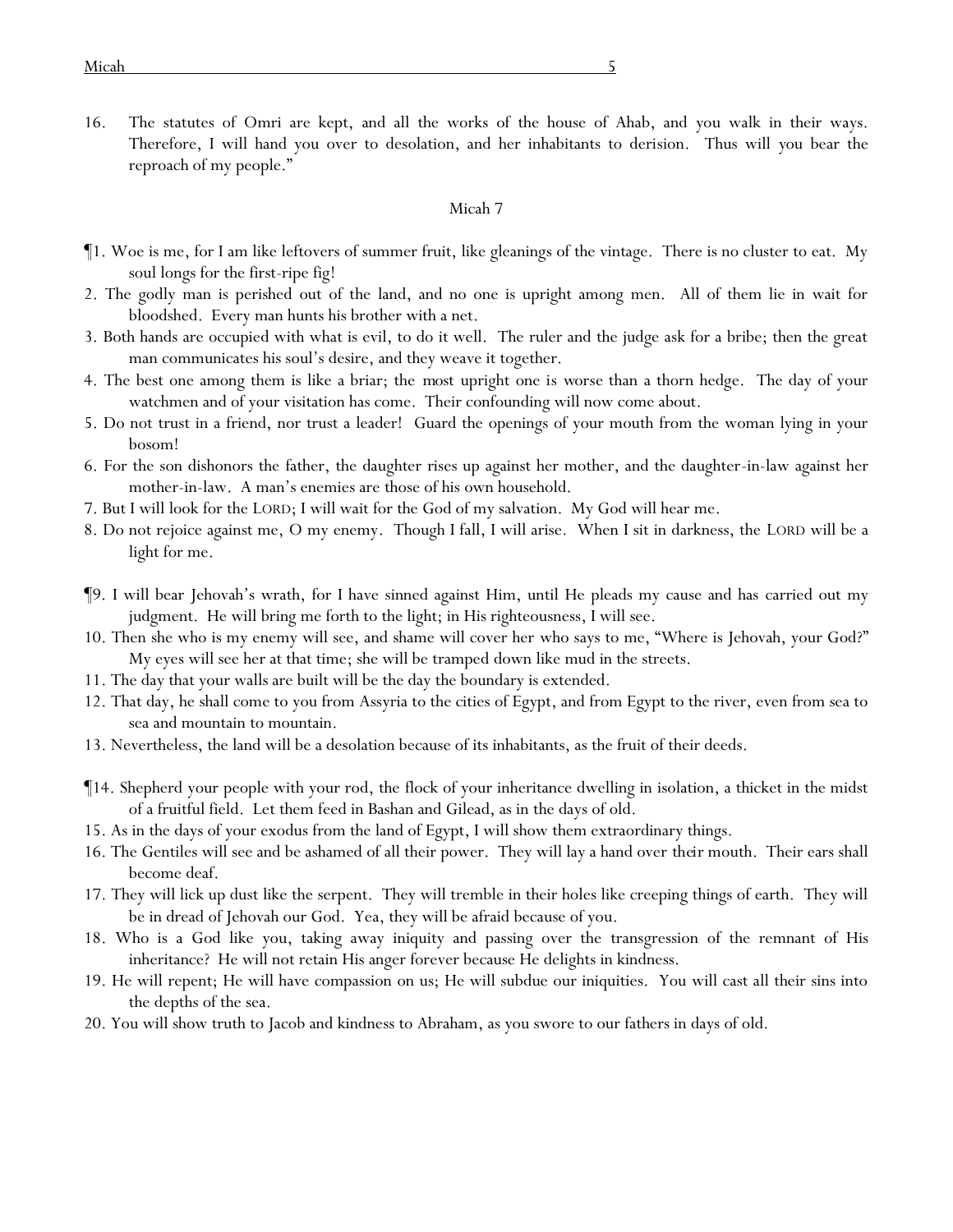16. The statutes of Omri are kept, and all the works of the house of Ahab, and you walk in their ways. Therefore, I will hand you over to desolation, and her inhabitants to derision. Thus will you bear the reproach of my people."

## Micah 7

¶1. Woe is me, for I am like leftovers of summer fruit, like gleanings of the vintage. There is no cluster to eat. My soul longs for the first-ripe fig!

2. The godly man is perished out of the land, and no one is upright among men. All of them lie in wait for bloodshed. Every man hunts his brother with a net.

3. Both hands are occupied with what is evil, to do it well. The ruler and the judge ask for a bribe; then the great man communicates his soul's desire, and they weave it together.

4. The best one among them is like a briar; the most upright one is worse than a thorn hedge. The day of your watchmen and of your visitation has come. Their confounding will now come about.

5. Do not trust in a friend, nor trust a leader! Guard the openings of your mouth from the woman lying in your bosom!

6. For the son dishonors the father, the daughter rises up against her mother, and the daughter-in-law against her mother-in-law. A man's enemies are those of his own household.

7. But I will look for the LORD; I will wait for the God of my salvation. My God will hear me.

8. Do not rejoice against me, O my enemy. Though I fall, I will arise. When I sit in darkness, the LORD will be a light for me.

¶9. I will bear Jehovah's wrath, for I have sinned against Him, until He pleads my cause and has carried out my judgment. He will bring me forth to the light; in His righteousness, I will see.

10. Then she who is my enemy will see, and shame will cover her who says to me, "Where is Jehovah, your God?" My eyes will see her at that time; she will be tramped down like mud in the streets.

11. The day that your walls are built will be the day the boundary is extended.

12. That day, he shall come to you from Assyria to the cities of Egypt, and from Egypt to the river, even from sea to sea and mountain to mountain.

13. Nevertheless, the land will be a desolation because of its inhabitants, as the fruit of their deeds.

¶14. Shepherd your people with your rod, the flock of your inheritance dwelling in isolation, a thicket in the midst of a fruitful field. Let them feed in Bashan and Gilead, as in the days of old.

15. As in the days of your exodus from the land of Egypt, I will show them extraordinary things.

16. The Gentiles will see and be ashamed of all their power. They will lay a hand over their mouth. Their ears shall become deaf.

17. They will lick up dust like the serpent. They will tremble in their holes like creeping things of earth. They will be in dread of Jehovah our God. Yea, they will be afraid because of you.

18. Who is a God like you, taking away iniquity and passing over the transgression of the remnant of His inheritance? He will not retain His anger forever because He delights in kindness.

19. He will repent; He will have compassion on us; He will subdue our iniquities. You will cast all their sins into the depths of the sea.

20. You will show truth to Jacob and kindness to Abraham, as you swore to our fathers in days of old.